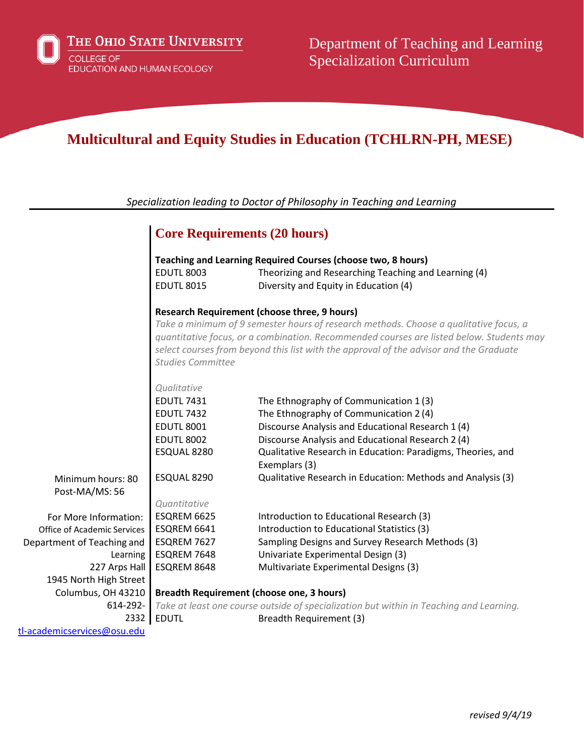The Ohio State University
College of Education and Human Ecology

Department of Teaching and Learning
Specialization Curriculum

# Multicultural and Equity Studies in Education (TCHLRN-PH, MESE)

*Specialization leading to Doctor of Philosophy in Teaching and Learning*

Minimum hours: 80
Post-MA/MS: 56

For More Information:
Office of Academic Services
Department of Teaching and Learning
227 Arps Hall
1945 North High Street
Columbus, OH 43210
614-292-2332
tl-academicservices@osu.edu

## Core Requirements (20 hours)

**Teaching and Learning Required Courses (choose two, 8 hours)**

| | |
|---|---|
| EDUTL 8003 | Theorizing and Researching Teaching and Learning (4) |
| EDUTL 8015 | Diversity and Equity in Education (4) |

**Research Requirement (choose three, 9 hours)**

*Take a minimum of 9 semester hours of research methods. Choose a qualitative focus, a quantitative focus, or a combination. Recommended courses are listed below. Students may select courses from beyond this list with the approval of the advisor and the Graduate Studies Committee*

*Qualitative*

| | |
|---|---|
| EDUTL 7431 | The Ethnography of Communication 1 (3) |
| EDUTL 7432 | The Ethnography of Communication 2 (4) |
| EDUTL 8001 | Discourse Analysis and Educational Research 1 (4) |
| EDUTL 8002 | Discourse Analysis and Educational Research 2 (4) |
| ESQUAL 8280 | Qualitative Research in Education: Paradigms, Theories, and Exemplars (3) |
| ESQUAL 8290 | Qualitative Research in Education: Methods and Analysis (3) |

*Quantitative*

| | |
|---|---|
| ESQREM 6625 | Introduction to Educational Research (3) |
| ESQREM 6641 | Introduction to Educational Statistics (3) |
| ESQREM 7627 | Sampling Designs and Survey Research Methods (3) |
| ESQREM 7648 | Univariate Experimental Design (3) |
| ESQREM 8648 | Multivariate Experimental Designs (3) |

**Breadth Requirement (choose one, 3 hours)**

*Take at least one course outside of specialization but within in Teaching and Learning.*

| | |
|---|---|
| EDUTL | Breadth Requirement (3) |

*revised 9/4/19*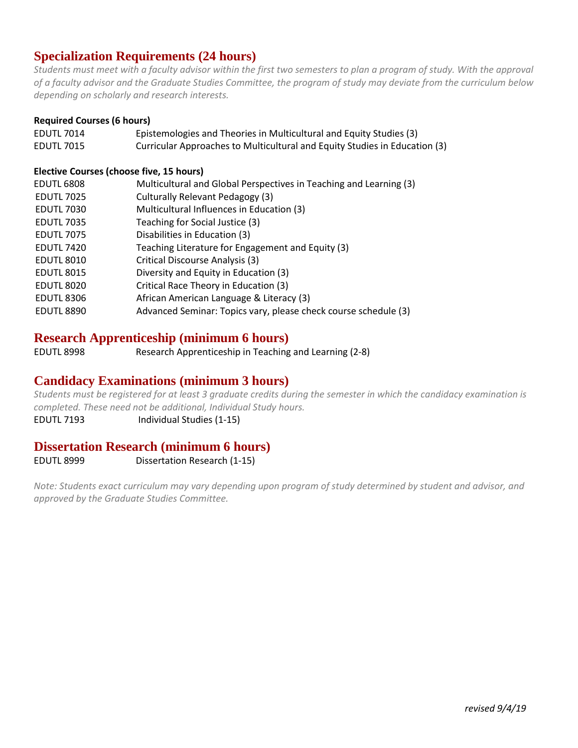## Specialization Requirements (24 hours)

*Students must meet with a faculty advisor within the first two semesters to plan a program of study. With the approval of a faculty advisor and the Graduate Studies Committee, the program of study may deviate from the curriculum below depending on scholarly and research interests.*

**Required Courses (6 hours)**

| | |
|---|---|
| EDUTL 7014 | Epistemologies and Theories in Multicultural and Equity Studies (3) |
| EDUTL 7015 | Curricular Approaches to Multicultural and Equity Studies in Education (3) |

**Elective Courses (choose five, 15 hours)**

| | |
|---|---|
| EDUTL 6808 | Multicultural and Global Perspectives in Teaching and Learning (3) |
| EDUTL 7025 | Culturally Relevant Pedagogy (3) |
| EDUTL 7030 | Multicultural Influences in Education (3) |
| EDUTL 7035 | Teaching for Social Justice (3) |
| EDUTL 7075 | Disabilities in Education (3) |
| EDUTL 7420 | Teaching Literature for Engagement and Equity (3) |
| EDUTL 8010 | Critical Discourse Analysis (3) |
| EDUTL 8015 | Diversity and Equity in Education (3) |
| EDUTL 8020 | Critical Race Theory in Education (3) |
| EDUTL 8306 | African American Language & Literacy (3) |
| EDUTL 8890 | Advanced Seminar: Topics vary, please check course schedule (3) |

## Research Apprenticeship (minimum 6 hours)

| | |
|---|---|
| EDUTL 8998 | Research Apprenticeship in Teaching and Learning (2-8) |

## Candidacy Examinations (minimum 3 hours)

*Students must be registered for at least 3 graduate credits during the semester in which the candidacy examination is completed. These need not be additional, Individual Study hours.*

| | |
|---|---|
| EDUTL 7193 | Individual Studies (1-15) |

## Dissertation Research (minimum 6 hours)

| | |
|---|---|
| EDUTL 8999 | Dissertation Research (1-15) |

*Note: Students exact curriculum may vary depending upon program of study determined by student and advisor, and approved by the Graduate Studies Committee.*

*revised 9/4/19*